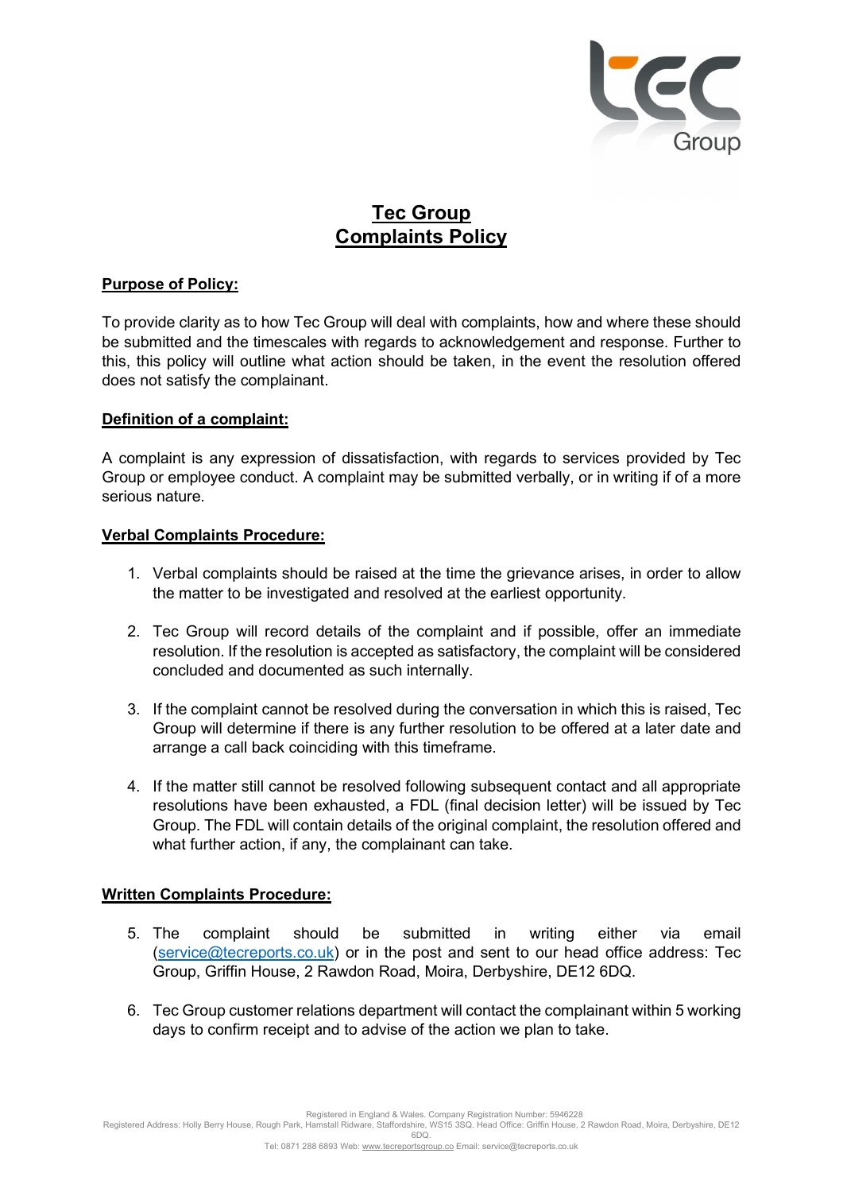# Tec Group
# Complaints Policy

## Purpose of Policy:

To provide clarity as to how Tec Group will deal with complaints, how and where these should be submitted and the timescales with regards to acknowledgement and response. Further to this, this policy will outline what action should be taken, in the event the resolution offered does not satisfy the complainant.

## Definition of a complaint:

A complaint is any expression of dissatisfaction, with regards to services provided by Tec Group or employee conduct. A complaint may be submitted verbally, or in writing if of a more serious nature.

## Verbal Complaints Procedure:

1. Verbal complaints should be raised at the time the grievance arises, in order to allow the matter to be investigated and resolved at the earliest opportunity.

2. Tec Group will record details of the complaint and if possible, offer an immediate resolution. If the resolution is accepted as satisfactory, the complaint will be considered concluded and documented as such internally.

3. If the complaint cannot be resolved during the conversation in which this is raised, Tec Group will determine if there is any further resolution to be offered at a later date and arrange a call back coinciding with this timeframe.

4. If the matter still cannot be resolved following subsequent contact and all appropriate resolutions have been exhausted, a FDL (final decision letter) will be issued by Tec Group. The FDL will contain details of the original complaint, the resolution offered and what further action, if any, the complainant can take.

## Written Complaints Procedure:

5. The complaint should be submitted in writing either via email (service@tecreports.co.uk) or in the post and sent to our head office address: Tec Group, Griffin House, 2 Rawdon Road, Moira, Derbyshire, DE12 6DQ.

6. Tec Group customer relations department will contact the complainant within 5 working days to confirm receipt and to advise of the action we plan to take.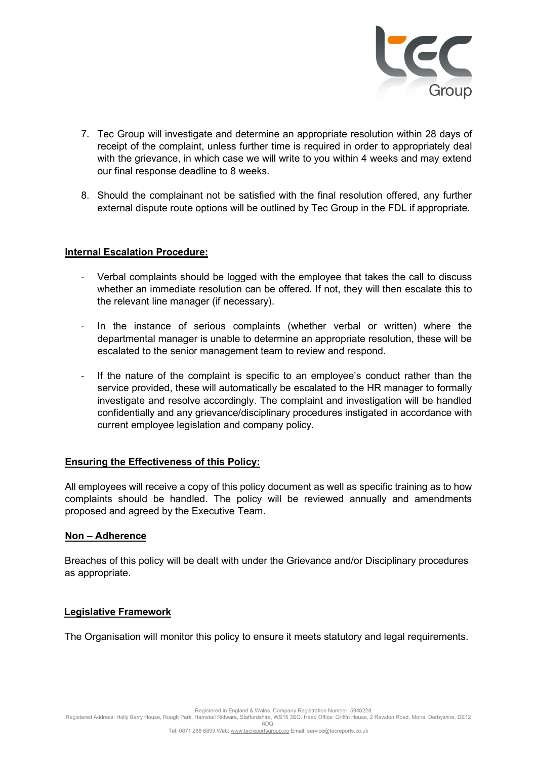7. Tec Group will investigate and determine an appropriate resolution within 28 days of receipt of the complaint, unless further time is required in order to appropriately deal with the grievance, in which case we will write to you within 4 weeks and may extend our final response deadline to 8 weeks.

8. Should the complainant not be satisfied with the final resolution offered, any further external dispute route options will be outlined by Tec Group in the FDL if appropriate.

**Internal Escalation Procedure:**

- Verbal complaints should be logged with the employee that takes the call to discuss whether an immediate resolution can be offered. If not, they will then escalate this to the relevant line manager (if necessary).

- In the instance of serious complaints (whether verbal or written) where the departmental manager is unable to determine an appropriate resolution, these will be escalated to the senior management team to review and respond.

- If the nature of the complaint is specific to an employee's conduct rather than the service provided, these will automatically be escalated to the HR manager to formally investigate and resolve accordingly. The complaint and investigation will be handled confidentially and any grievance/disciplinary procedures instigated in accordance with current employee legislation and company policy.

**Ensuring the Effectiveness of this Policy:**

All employees will receive a copy of this policy document as well as specific training as to how complaints should be handled. The policy will be reviewed annually and amendments proposed and agreed by the Executive Team.

**Non – Adherence**

Breaches of this policy will be dealt with under the Grievance and/or Disciplinary procedures as appropriate.

**Legislative Framework**

The Organisation will monitor this policy to ensure it meets statutory and legal requirements.